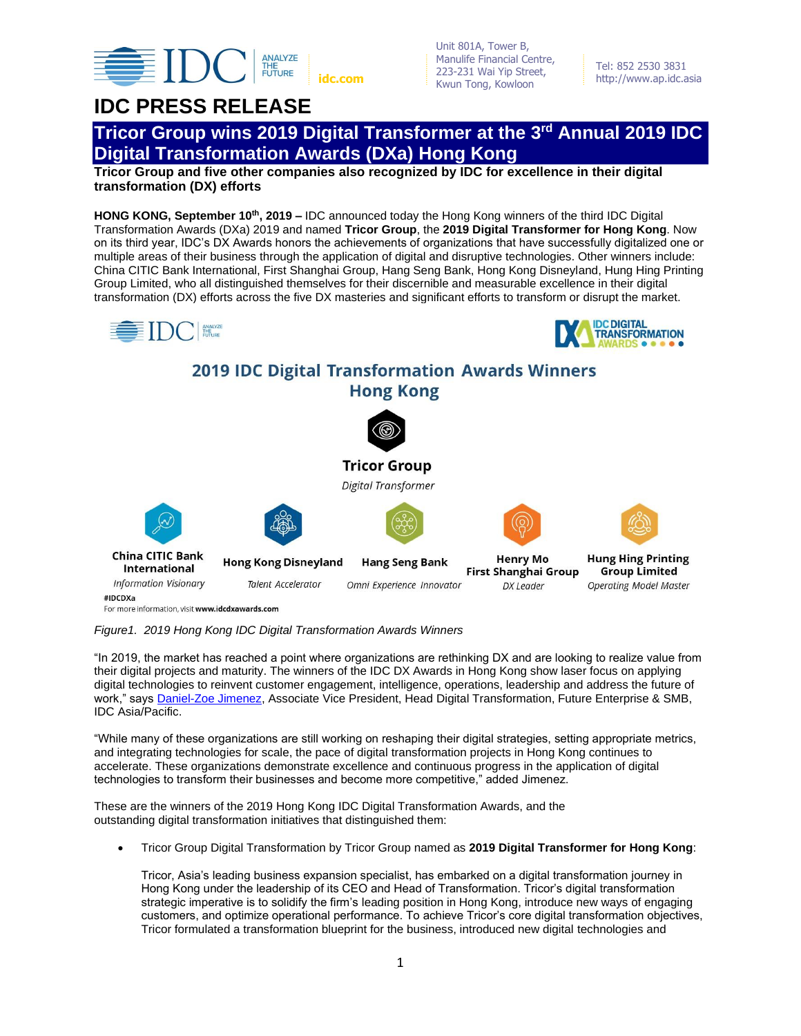IDC ANALYZE THE FUTURE idc.com

Unit 801A, Tower B,
Manulife Financial Centre,
223-231 Wai Yip Street,
Kwun Tong, Kowloon

Tel: 852 2530 3831
http://www.ap.idc.asia

# IDC PRESS RELEASE

## Tricor Group wins 2019 Digital Transformer at the 3rd Annual 2019 IDC Digital Transformation Awards (DXa) Hong Kong

**Tricor Group and five other companies also recognized by IDC for excellence in their digital transformation (DX) efforts**

**HONG KONG, September 10th, 2019 –** IDC announced today the Hong Kong winners of the third IDC Digital Transformation Awards (DXa) 2019 and named **Tricor Group**, the **2019 Digital Transformer for Hong Kong**. Now on its third year, IDC's DX Awards honors the achievements of organizations that have successfully digitalized one or multiple areas of their business through the application of digital and disruptive technologies. Other winners include: China CITIC Bank International, First Shanghai Group, Hang Seng Bank, Hong Kong Disneyland, Hung Hing Printing Group Limited, who all distinguished themselves for their discernible and measurable excellence in their digital transformation (DX) efforts across the five DX masteries and significant efforts to transform or disrupt the market.

**2019 IDC Digital Transformation Awards Winners Hong Kong**

**Tricor Group**
*Digital Transformer*

| China CITIC Bank International | Hong Kong Disneyland | Hang Seng Bank | Henry Mo, First Shanghai Group | Hung Hing Printing Group Limited |
|---|---|---|---|---|
| *Information Visionary* | *Talent Accelerator* | *Omni Experience Innovator* | *DX Leader* | *Operating Model Master* |

#IDCDXa
For more information, visit **www.idcdxawards.com**

*Figure1. 2019 Hong Kong IDC Digital Transformation Awards Winners*

"In 2019, the market has reached a point where organizations are rethinking DX and are looking to realize value from their digital projects and maturity. The winners of the IDC DX Awards in Hong Kong show laser focus on applying digital technologies to reinvent customer engagement, intelligence, operations, leadership and address the future of work," says Daniel-Zoe Jimenez, Associate Vice President, Head Digital Transformation, Future Enterprise & SMB, IDC Asia/Pacific.

"While many of these organizations are still working on reshaping their digital strategies, setting appropriate metrics, and integrating technologies for scale, the pace of digital transformation projects in Hong Kong continues to accelerate. These organizations demonstrate excellence and continuous progress in the application of digital technologies to transform their businesses and become more competitive," added Jimenez.

These are the winners of the 2019 Hong Kong IDC Digital Transformation Awards, and the outstanding digital transformation initiatives that distinguished them:

- Tricor Group Digital Transformation by Tricor Group named as **2019 Digital Transformer for Hong Kong**:

  Tricor, Asia's leading business expansion specialist, has embarked on a digital transformation journey in Hong Kong under the leadership of its CEO and Head of Transformation. Tricor's digital transformation strategic imperative is to solidify the firm's leading position in Hong Kong, introduce new ways of engaging customers, and optimize operational performance. To achieve Tricor's core digital transformation objectives, Tricor formulated a transformation blueprint for the business, introduced new digital technologies and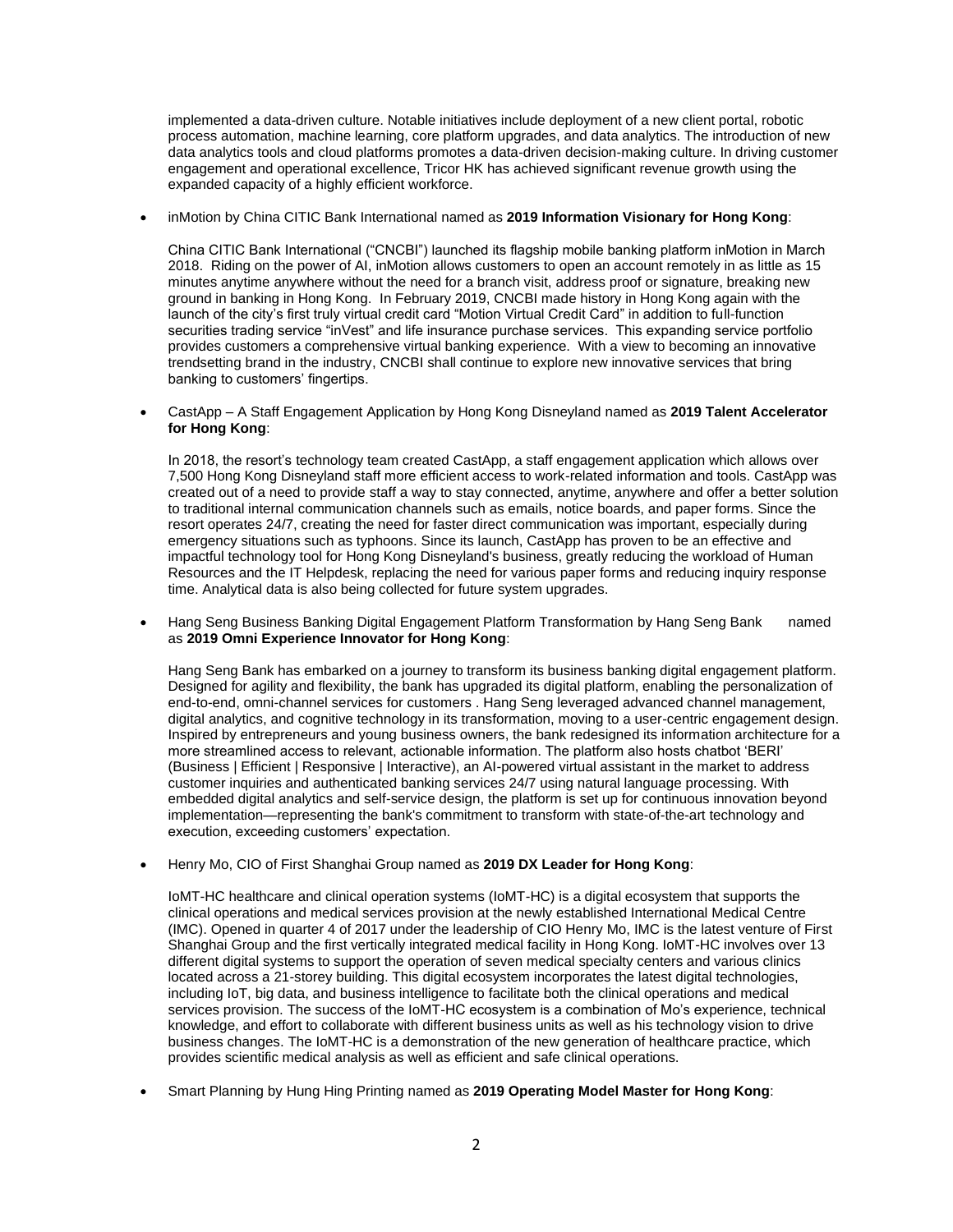implemented a data-driven culture. Notable initiatives include deployment of a new client portal, robotic process automation, machine learning, core platform upgrades, and data analytics. The introduction of new data analytics tools and cloud platforms promotes a data-driven decision-making culture. In driving customer engagement and operational excellence, Tricor HK has achieved significant revenue growth using the expanded capacity of a highly efficient workforce.

- inMotion by China CITIC Bank International named as **2019 Information Visionary for Hong Kong**:

  China CITIC Bank International ("CNCBI") launched its flagship mobile banking platform inMotion in March 2018. Riding on the power of AI, inMotion allows customers to open an account remotely in as little as 15 minutes anytime anywhere without the need for a branch visit, address proof or signature, breaking new ground in banking in Hong Kong. In February 2019, CNCBI made history in Hong Kong again with the launch of the city's first truly virtual credit card "Motion Virtual Credit Card" in addition to full-function securities trading service "inVest" and life insurance purchase services. This expanding service portfolio provides customers a comprehensive virtual banking experience. With a view to becoming an innovative trendsetting brand in the industry, CNCBI shall continue to explore new innovative services that bring banking to customers' fingertips.

- CastApp – A Staff Engagement Application by Hong Kong Disneyland named as **2019 Talent Accelerator for Hong Kong**:

  In 2018, the resort's technology team created CastApp, a staff engagement application which allows over 7,500 Hong Kong Disneyland staff more efficient access to work-related information and tools. CastApp was created out of a need to provide staff a way to stay connected, anytime, anywhere and offer a better solution to traditional internal communication channels such as emails, notice boards, and paper forms. Since the resort operates 24/7, creating the need for faster direct communication was important, especially during emergency situations such as typhoons. Since its launch, CastApp has proven to be an effective and impactful technology tool for Hong Kong Disneyland's business, greatly reducing the workload of Human Resources and the IT Helpdesk, replacing the need for various paper forms and reducing inquiry response time. Analytical data is also being collected for future system upgrades.

- Hang Seng Business Banking Digital Engagement Platform Transformation by Hang Seng Bank named as **2019 Omni Experience Innovator for Hong Kong**:

  Hang Seng Bank has embarked on a journey to transform its business banking digital engagement platform. Designed for agility and flexibility, the bank has upgraded its digital platform, enabling the personalization of end-to-end, omni-channel services for customers . Hang Seng leveraged advanced channel management, digital analytics, and cognitive technology in its transformation, moving to a user-centric engagement design. Inspired by entrepreneurs and young business owners, the bank redesigned its information architecture for a more streamlined access to relevant, actionable information. The platform also hosts chatbot 'BERI' (Business | Efficient | Responsive | Interactive), an AI-powered virtual assistant in the market to address customer inquiries and authenticated banking services 24/7 using natural language processing. With embedded digital analytics and self-service design, the platform is set up for continuous innovation beyond implementation—representing the bank's commitment to transform with state-of-the-art technology and execution, exceeding customers' expectation.

- Henry Mo, CIO of First Shanghai Group named as **2019 DX Leader for Hong Kong**:

  IoMT-HC healthcare and clinical operation systems (IoMT-HC) is a digital ecosystem that supports the clinical operations and medical services provision at the newly established International Medical Centre (IMC). Opened in quarter 4 of 2017 under the leadership of CIO Henry Mo, IMC is the latest venture of First Shanghai Group and the first vertically integrated medical facility in Hong Kong. IoMT-HC involves over 13 different digital systems to support the operation of seven medical specialty centers and various clinics located across a 21-storey building. This digital ecosystem incorporates the latest digital technologies, including IoT, big data, and business intelligence to facilitate both the clinical operations and medical services provision. The success of the IoMT-HC ecosystem is a combination of Mo's experience, technical knowledge, and effort to collaborate with different business units as well as his technology vision to drive business changes. The IoMT-HC is a demonstration of the new generation of healthcare practice, which provides scientific medical analysis as well as efficient and safe clinical operations.

- Smart Planning by Hung Hing Printing named as **2019 Operating Model Master for Hong Kong**: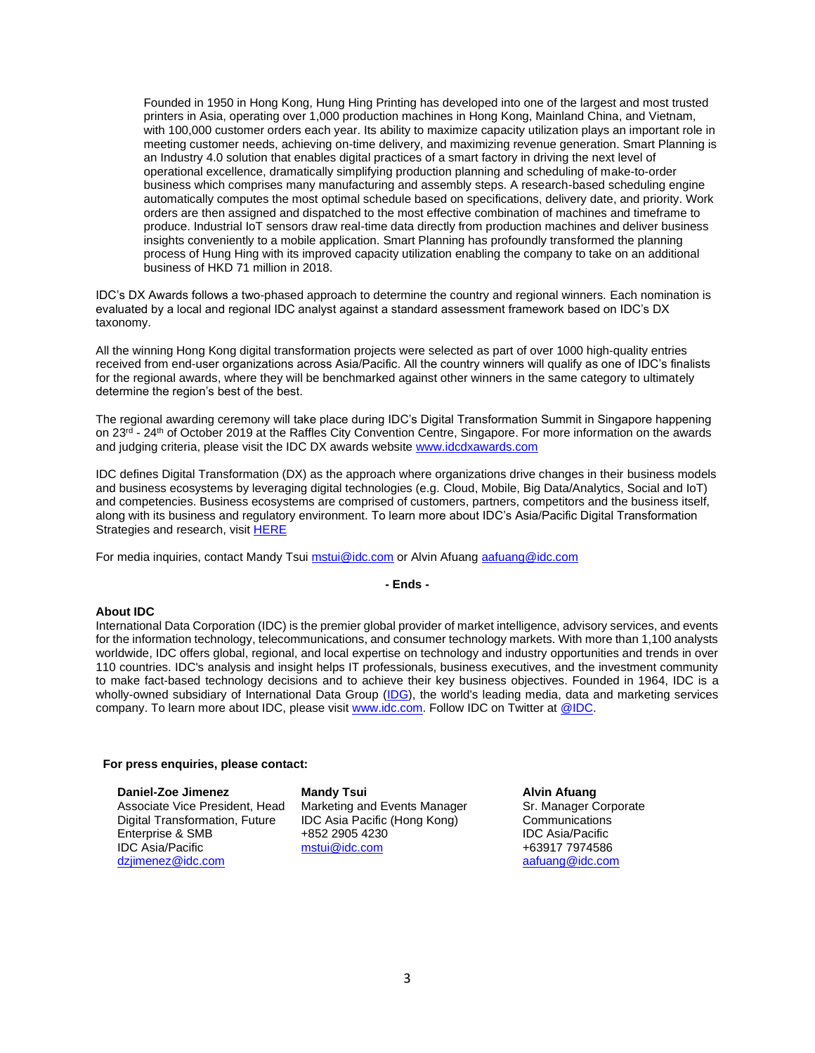Founded in 1950 in Hong Kong, Hung Hing Printing has developed into one of the largest and most trusted printers in Asia, operating over 1,000 production machines in Hong Kong, Mainland China, and Vietnam, with 100,000 customer orders each year. Its ability to maximize capacity utilization plays an important role in meeting customer needs, achieving on-time delivery, and maximizing revenue generation. Smart Planning is an Industry 4.0 solution that enables digital practices of a smart factory in driving the next level of operational excellence, dramatically simplifying production planning and scheduling of make-to-order business which comprises many manufacturing and assembly steps. A research-based scheduling engine automatically computes the most optimal schedule based on specifications, delivery date, and priority. Work orders are then assigned and dispatched to the most effective combination of machines and timeframe to produce. Industrial IoT sensors draw real-time data directly from production machines and deliver business insights conveniently to a mobile application. Smart Planning has profoundly transformed the planning process of Hung Hing with its improved capacity utilization enabling the company to take on an additional business of HKD 71 million in 2018.

IDC's DX Awards follows a two-phased approach to determine the country and regional winners. Each nomination is evaluated by a local and regional IDC analyst against a standard assessment framework based on IDC's DX taxonomy.

All the winning Hong Kong digital transformation projects were selected as part of over 1000 high-quality entries received from end-user organizations across Asia/Pacific. All the country winners will qualify as one of IDC's finalists for the regional awards, where they will be benchmarked against other winners in the same category to ultimately determine the region's best of the best.

The regional awarding ceremony will take place during IDC's Digital Transformation Summit in Singapore happening on 23rd - 24th of October 2019 at the Raffles City Convention Centre, Singapore. For more information on the awards and judging criteria, please visit the IDC DX awards website www.idcdxawards.com

IDC defines Digital Transformation (DX) as the approach where organizations drive changes in their business models and business ecosystems by leveraging digital technologies (e.g. Cloud, Mobile, Big Data/Analytics, Social and IoT) and competencies. Business ecosystems are comprised of customers, partners, competitors and the business itself, along with its business and regulatory environment. To learn more about IDC's Asia/Pacific Digital Transformation Strategies and research, visit HERE

For media inquiries, contact Mandy Tsui mstui@idc.com or Alvin Afuang aafuang@idc.com

**- Ends -**

**About IDC**

International Data Corporation (IDC) is the premier global provider of market intelligence, advisory services, and events for the information technology, telecommunications, and consumer technology markets. With more than 1,100 analysts worldwide, IDC offers global, regional, and local expertise on technology and industry opportunities and trends in over 110 countries. IDC's analysis and insight helps IT professionals, business executives, and the investment community to make fact-based technology decisions and to achieve their key business objectives. Founded in 1964, IDC is a wholly-owned subsidiary of International Data Group (IDG), the world's leading media, data and marketing services company. To learn more about IDC, please visit www.idc.com. Follow IDC on Twitter at @IDC.

**For press enquiries, please contact:**

**Daniel-Zoe Jimenez**
Associate Vice President, Head Digital Transformation, Future Enterprise & SMB
IDC Asia/Pacific
dzjimenez@idc.com

**Mandy Tsui**
Marketing and Events Manager
IDC Asia Pacific (Hong Kong)
+852 2905 4230
mstui@idc.com

**Alvin Afuang**
Sr. Manager Corporate Communications
IDC Asia/Pacific
+63917 7974586
aafuang@idc.com